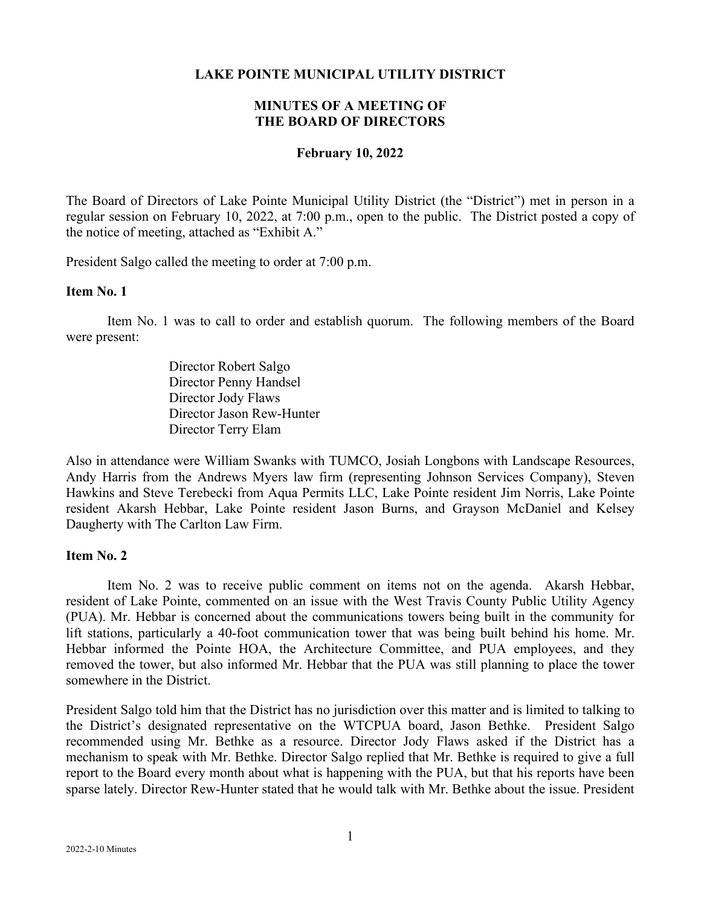**LAKE POINTE MUNICIPAL UTILITY DISTRICT**

**MINUTES OF A MEETING OF THE BOARD OF DIRECTORS**

**February 10, 2022**

The Board of Directors of Lake Pointe Municipal Utility District (the "District") met in person in a regular session on February 10, 2022, at 7:00 p.m., open to the public. The District posted a copy of the notice of meeting, attached as "Exhibit A."

President Salgo called the meeting to order at 7:00 p.m.

**Item No. 1**

Item No. 1 was to call to order and establish quorum. The following members of the Board were present:

Director Robert Salgo
Director Penny Handsel
Director Jody Flaws
Director Jason Rew-Hunter
Director Terry Elam

Also in attendance were William Swanks with TUMCO, Josiah Longbons with Landscape Resources, Andy Harris from the Andrews Myers law firm (representing Johnson Services Company), Steven Hawkins and Steve Terebecki from Aqua Permits LLC, Lake Pointe resident Jim Norris, Lake Pointe resident Akarsh Hebbar, Lake Pointe resident Jason Burns, and Grayson McDaniel and Kelsey Daugherty with The Carlton Law Firm.

**Item No. 2**

Item No. 2 was to receive public comment on items not on the agenda. Akarsh Hebbar, resident of Lake Pointe, commented on an issue with the West Travis County Public Utility Agency (PUA). Mr. Hebbar is concerned about the communications towers being built in the community for lift stations, particularly a 40-foot communication tower that was being built behind his home. Mr. Hebbar informed the Pointe HOA, the Architecture Committee, and PUA employees, and they removed the tower, but also informed Mr. Hebbar that the PUA was still planning to place the tower somewhere in the District.

President Salgo told him that the District has no jurisdiction over this matter and is limited to talking to the District's designated representative on the WTCPUA board, Jason Bethke. President Salgo recommended using Mr. Bethke as a resource. Director Jody Flaws asked if the District has a mechanism to speak with Mr. Bethke. Director Salgo replied that Mr. Bethke is required to give a full report to the Board every month about what is happening with the PUA, but that his reports have been sparse lately. Director Rew-Hunter stated that he would talk with Mr. Bethke about the issue. President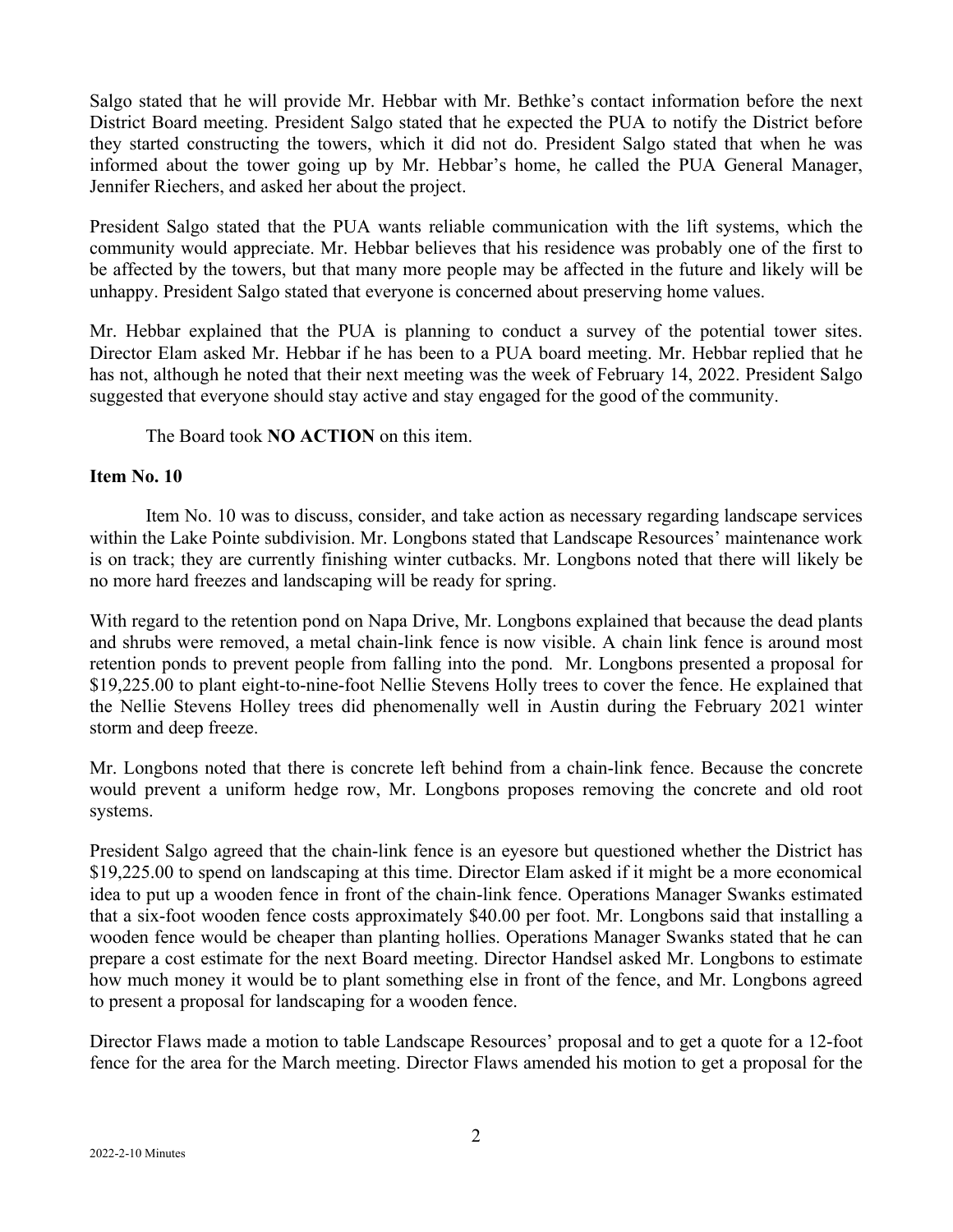Salgo stated that he will provide Mr. Hebbar with Mr. Bethke's contact information before the next District Board meeting. President Salgo stated that he expected the PUA to notify the District before they started constructing the towers, which it did not do. President Salgo stated that when he was informed about the tower going up by Mr. Hebbar's home, he called the PUA General Manager, Jennifer Riechers, and asked her about the project.

President Salgo stated that the PUA wants reliable communication with the lift systems, which the community would appreciate. Mr. Hebbar believes that his residence was probably one of the first to be affected by the towers, but that many more people may be affected in the future and likely will be unhappy. President Salgo stated that everyone is concerned about preserving home values.

Mr. Hebbar explained that the PUA is planning to conduct a survey of the potential tower sites. Director Elam asked Mr. Hebbar if he has been to a PUA board meeting. Mr. Hebbar replied that he has not, although he noted that their next meeting was the week of February 14, 2022. President Salgo suggested that everyone should stay active and stay engaged for the good of the community.

The Board took **NO ACTION** on this item.

**Item No. 10**

Item No. 10 was to discuss, consider, and take action as necessary regarding landscape services within the Lake Pointe subdivision. Mr. Longbons stated that Landscape Resources' maintenance work is on track; they are currently finishing winter cutbacks. Mr. Longbons noted that there will likely be no more hard freezes and landscaping will be ready for spring.

With regard to the retention pond on Napa Drive, Mr. Longbons explained that because the dead plants and shrubs were removed, a metal chain-link fence is now visible. A chain link fence is around most retention ponds to prevent people from falling into the pond. Mr. Longbons presented a proposal for $19,225.00 to plant eight-to-nine-foot Nellie Stevens Holly trees to cover the fence. He explained that the Nellie Stevens Holley trees did phenomenally well in Austin during the February 2021 winter storm and deep freeze.

Mr. Longbons noted that there is concrete left behind from a chain-link fence. Because the concrete would prevent a uniform hedge row, Mr. Longbons proposes removing the concrete and old root systems.

President Salgo agreed that the chain-link fence is an eyesore but questioned whether the District has $19,225.00 to spend on landscaping at this time. Director Elam asked if it might be a more economical idea to put up a wooden fence in front of the chain-link fence. Operations Manager Swanks estimated that a six-foot wooden fence costs approximately $40.00 per foot. Mr. Longbons said that installing a wooden fence would be cheaper than planting hollies. Operations Manager Swanks stated that he can prepare a cost estimate for the next Board meeting. Director Handsel asked Mr. Longbons to estimate how much money it would be to plant something else in front of the fence, and Mr. Longbons agreed to present a proposal for landscaping for a wooden fence.

Director Flaws made a motion to table Landscape Resources' proposal and to get a quote for a 12-foot fence for the area for the March meeting. Director Flaws amended his motion to get a proposal for the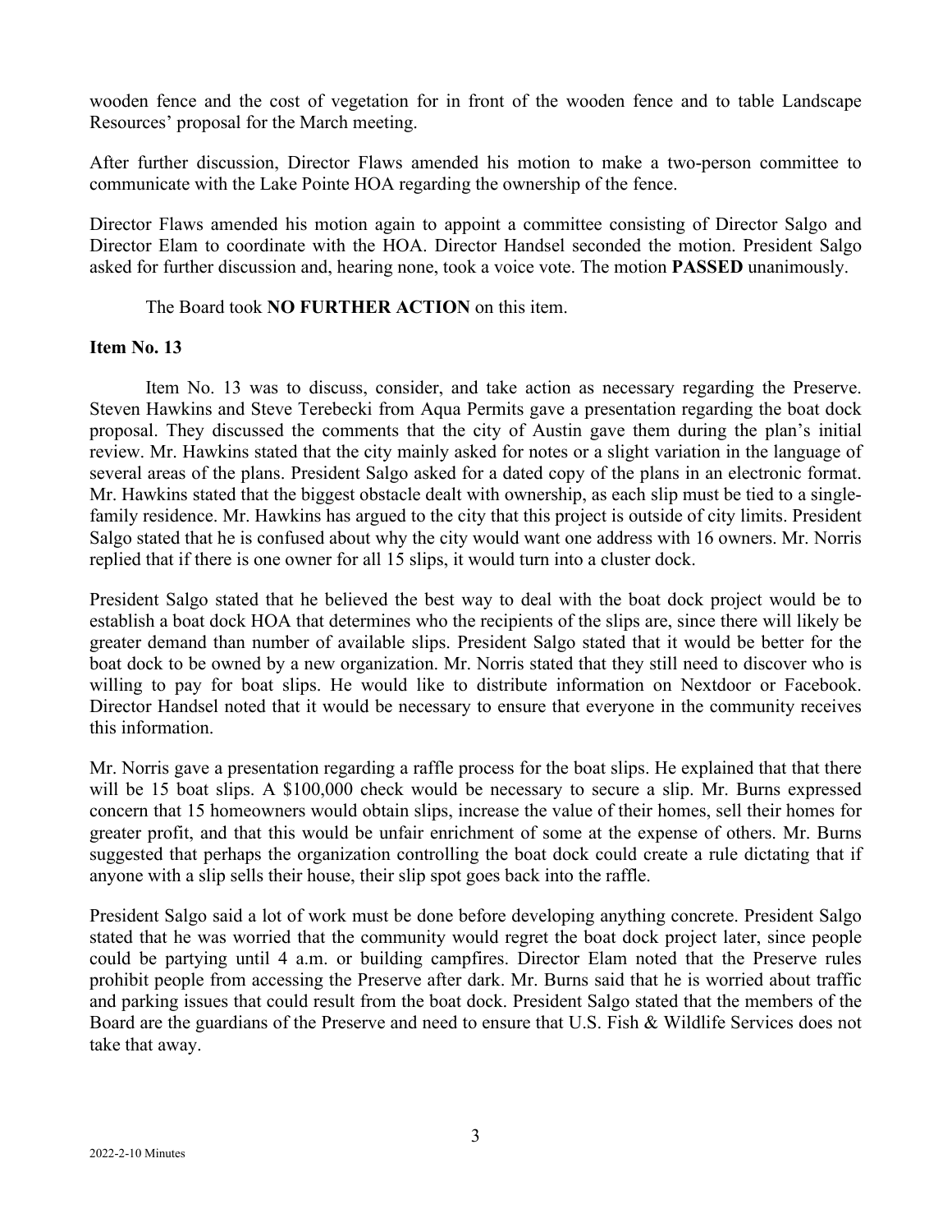wooden fence and the cost of vegetation for in front of the wooden fence and to table Landscape Resources' proposal for the March meeting.

After further discussion, Director Flaws amended his motion to make a two-person committee to communicate with the Lake Pointe HOA regarding the ownership of the fence.

Director Flaws amended his motion again to appoint a committee consisting of Director Salgo and Director Elam to coordinate with the HOA. Director Handsel seconded the motion. President Salgo asked for further discussion and, hearing none, took a voice vote. The motion **PASSED** unanimously.

The Board took **NO FURTHER ACTION** on this item.

**Item No. 13**

Item No. 13 was to discuss, consider, and take action as necessary regarding the Preserve. Steven Hawkins and Steve Terebecki from Aqua Permits gave a presentation regarding the boat dock proposal. They discussed the comments that the city of Austin gave them during the plan's initial review. Mr. Hawkins stated that the city mainly asked for notes or a slight variation in the language of several areas of the plans. President Salgo asked for a dated copy of the plans in an electronic format. Mr. Hawkins stated that the biggest obstacle dealt with ownership, as each slip must be tied to a single-family residence. Mr. Hawkins has argued to the city that this project is outside of city limits. President Salgo stated that he is confused about why the city would want one address with 16 owners. Mr. Norris replied that if there is one owner for all 15 slips, it would turn into a cluster dock.

President Salgo stated that he believed the best way to deal with the boat dock project would be to establish a boat dock HOA that determines who the recipients of the slips are, since there will likely be greater demand than number of available slips. President Salgo stated that it would be better for the boat dock to be owned by a new organization. Mr. Norris stated that they still need to discover who is willing to pay for boat slips. He would like to distribute information on Nextdoor or Facebook. Director Handsel noted that it would be necessary to ensure that everyone in the community receives this information.

Mr. Norris gave a presentation regarding a raffle process for the boat slips. He explained that that there will be 15 boat slips. A $100,000 check would be necessary to secure a slip. Mr. Burns expressed concern that 15 homeowners would obtain slips, increase the value of their homes, sell their homes for greater profit, and that this would be unfair enrichment of some at the expense of others. Mr. Burns suggested that perhaps the organization controlling the boat dock could create a rule dictating that if anyone with a slip sells their house, their slip spot goes back into the raffle.

President Salgo said a lot of work must be done before developing anything concrete. President Salgo stated that he was worried that the community would regret the boat dock project later, since people could be partying until 4 a.m. or building campfires. Director Elam noted that the Preserve rules prohibit people from accessing the Preserve after dark. Mr. Burns said that he is worried about traffic and parking issues that could result from the boat dock. President Salgo stated that the members of the Board are the guardians of the Preserve and need to ensure that U.S. Fish & Wildlife Services does not take that away.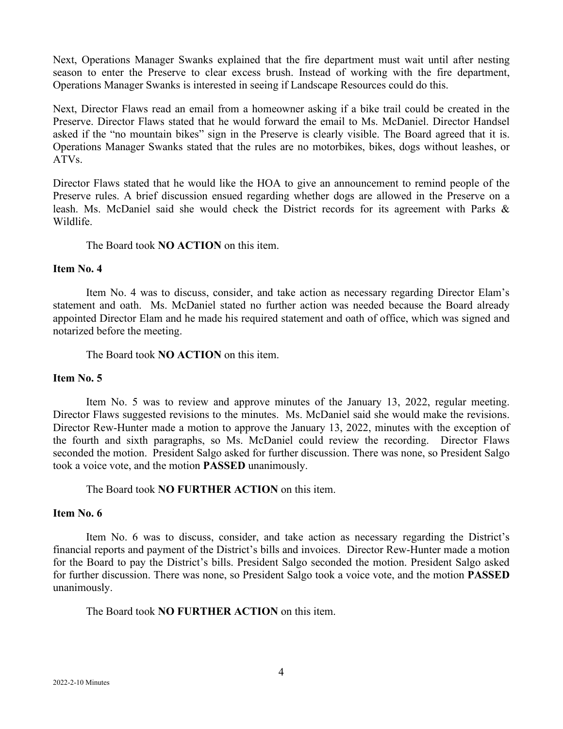Next, Operations Manager Swanks explained that the fire department must wait until after nesting season to enter the Preserve to clear excess brush. Instead of working with the fire department, Operations Manager Swanks is interested in seeing if Landscape Resources could do this.

Next, Director Flaws read an email from a homeowner asking if a bike trail could be created in the Preserve. Director Flaws stated that he would forward the email to Ms. McDaniel. Director Handsel asked if the "no mountain bikes" sign in the Preserve is clearly visible. The Board agreed that it is. Operations Manager Swanks stated that the rules are no motorbikes, bikes, dogs without leashes, or ATVs.

Director Flaws stated that he would like the HOA to give an announcement to remind people of the Preserve rules. A brief discussion ensued regarding whether dogs are allowed in the Preserve on a leash. Ms. McDaniel said she would check the District records for its agreement with Parks & Wildlife.

The Board took **NO ACTION** on this item.

**Item No. 4**

Item No. 4 was to discuss, consider, and take action as necessary regarding Director Elam's statement and oath. Ms. McDaniel stated no further action was needed because the Board already appointed Director Elam and he made his required statement and oath of office, which was signed and notarized before the meeting.

The Board took **NO ACTION** on this item.

**Item No. 5**

Item No. 5 was to review and approve minutes of the January 13, 2022, regular meeting. Director Flaws suggested revisions to the minutes. Ms. McDaniel said she would make the revisions. Director Rew-Hunter made a motion to approve the January 13, 2022, minutes with the exception of the fourth and sixth paragraphs, so Ms. McDaniel could review the recording. Director Flaws seconded the motion. President Salgo asked for further discussion. There was none, so President Salgo took a voice vote, and the motion **PASSED** unanimously.

The Board took **NO FURTHER ACTION** on this item.

**Item No. 6**

Item No. 6 was to discuss, consider, and take action as necessary regarding the District's financial reports and payment of the District's bills and invoices. Director Rew-Hunter made a motion for the Board to pay the District's bills. President Salgo seconded the motion. President Salgo asked for further discussion. There was none, so President Salgo took a voice vote, and the motion **PASSED** unanimously.

The Board took **NO FURTHER ACTION** on this item.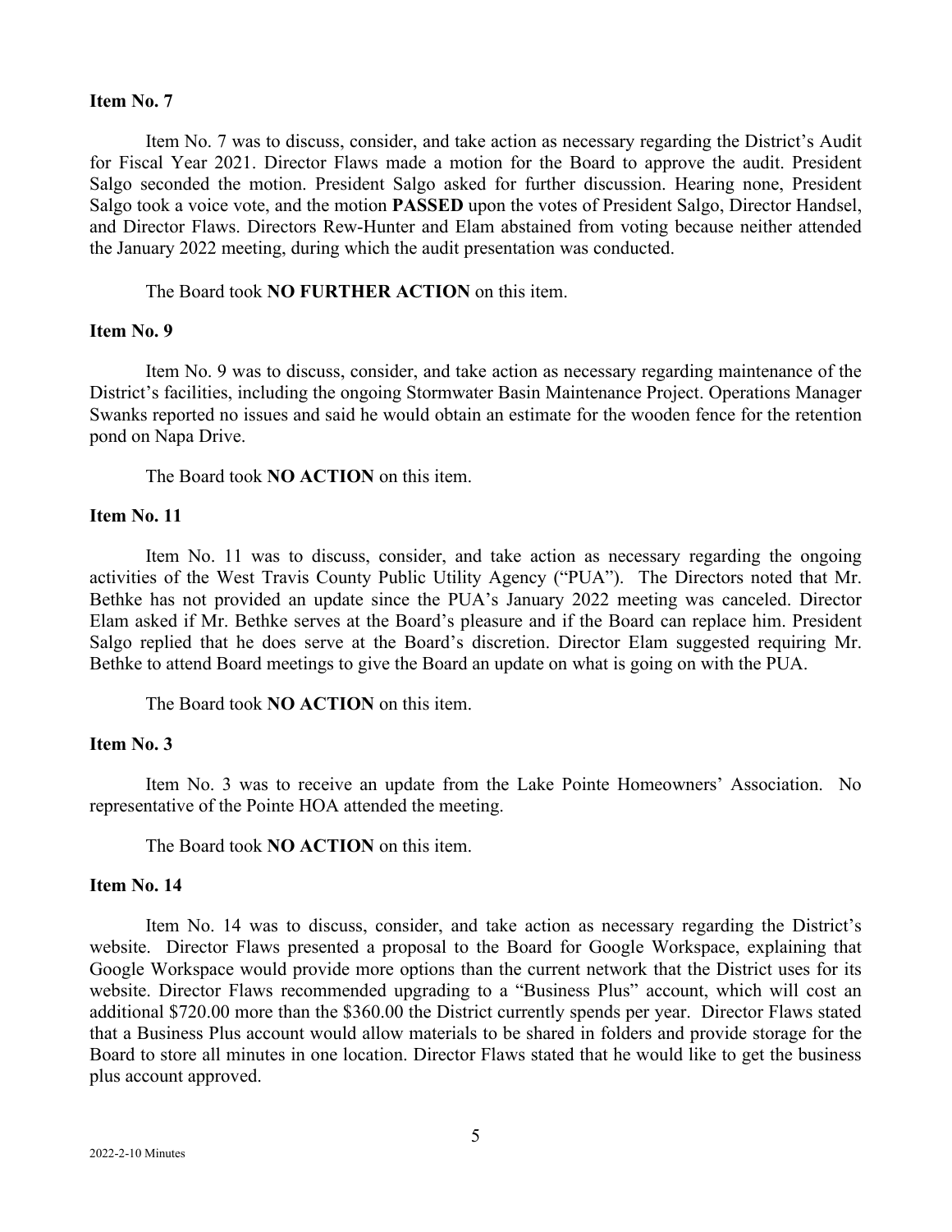**Item No. 7**

Item No. 7 was to discuss, consider, and take action as necessary regarding the District's Audit for Fiscal Year 2021. Director Flaws made a motion for the Board to approve the audit. President Salgo seconded the motion. President Salgo asked for further discussion. Hearing none, President Salgo took a voice vote, and the motion **PASSED** upon the votes of President Salgo, Director Handsel, and Director Flaws. Directors Rew-Hunter and Elam abstained from voting because neither attended the January 2022 meeting, during which the audit presentation was conducted.

The Board took **NO FURTHER ACTION** on this item.

**Item No. 9**

Item No. 9 was to discuss, consider, and take action as necessary regarding maintenance of the District's facilities, including the ongoing Stormwater Basin Maintenance Project. Operations Manager Swanks reported no issues and said he would obtain an estimate for the wooden fence for the retention pond on Napa Drive.

The Board took **NO ACTION** on this item.

**Item No. 11**

Item No. 11 was to discuss, consider, and take action as necessary regarding the ongoing activities of the West Travis County Public Utility Agency ("PUA"). The Directors noted that Mr. Bethke has not provided an update since the PUA's January 2022 meeting was canceled. Director Elam asked if Mr. Bethke serves at the Board's pleasure and if the Board can replace him. President Salgo replied that he does serve at the Board's discretion. Director Elam suggested requiring Mr. Bethke to attend Board meetings to give the Board an update on what is going on with the PUA.

The Board took **NO ACTION** on this item.

**Item No. 3**

Item No. 3 was to receive an update from the Lake Pointe Homeowners' Association. No representative of the Pointe HOA attended the meeting.

The Board took **NO ACTION** on this item.

**Item No. 14**

Item No. 14 was to discuss, consider, and take action as necessary regarding the District's website. Director Flaws presented a proposal to the Board for Google Workspace, explaining that Google Workspace would provide more options than the current network that the District uses for its website. Director Flaws recommended upgrading to a "Business Plus" account, which will cost an additional $720.00 more than the $360.00 the District currently spends per year. Director Flaws stated that a Business Plus account would allow materials to be shared in folders and provide storage for the Board to store all minutes in one location. Director Flaws stated that he would like to get the business plus account approved.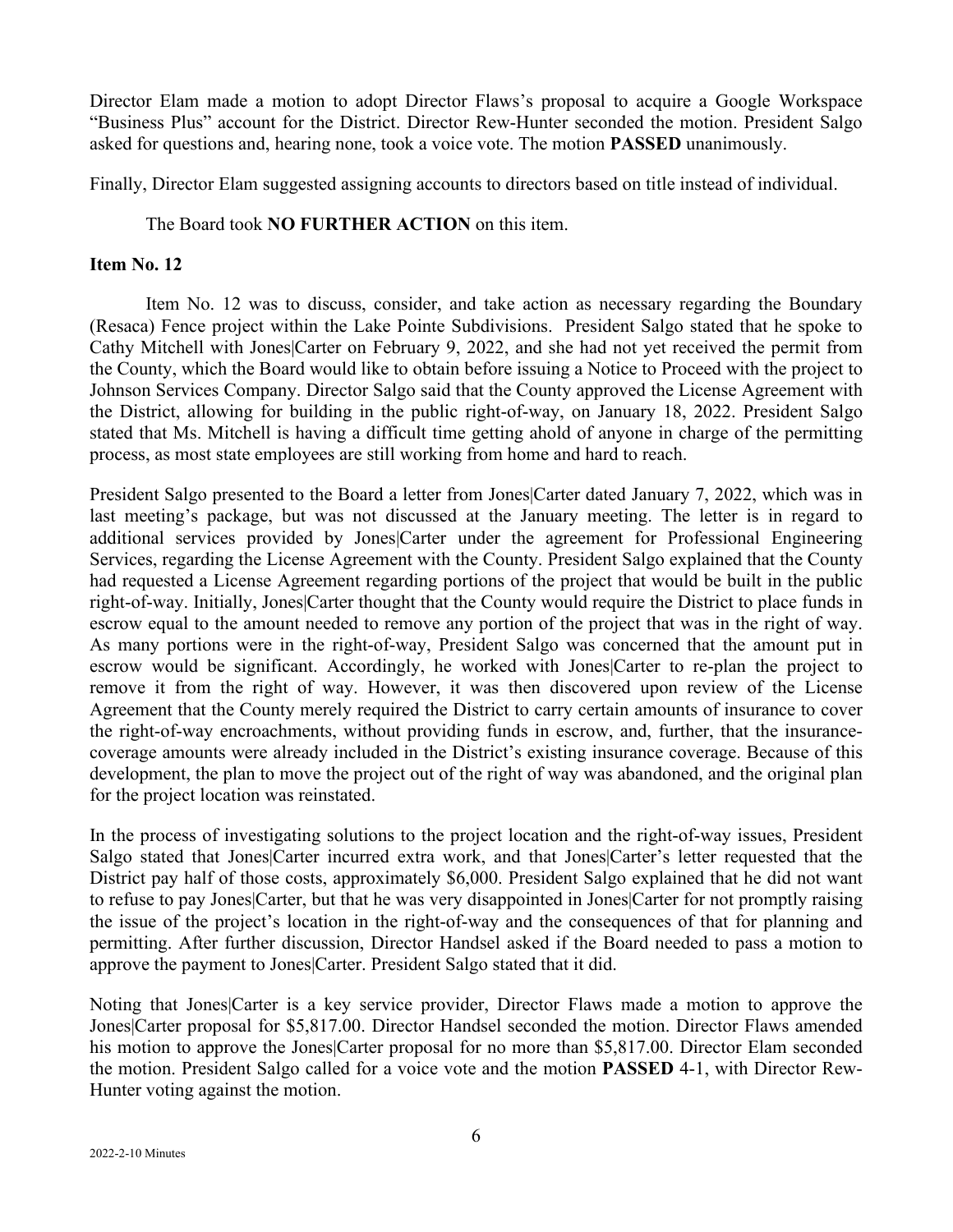Director Elam made a motion to adopt Director Flaws's proposal to acquire a Google Workspace "Business Plus" account for the District. Director Rew-Hunter seconded the motion. President Salgo asked for questions and, hearing none, took a voice vote. The motion **PASSED** unanimously.

Finally, Director Elam suggested assigning accounts to directors based on title instead of individual.

The Board took **NO FURTHER ACTION** on this item.

**Item No. 12**

Item No. 12 was to discuss, consider, and take action as necessary regarding the Boundary (Resaca) Fence project within the Lake Pointe Subdivisions. President Salgo stated that he spoke to Cathy Mitchell with Jones|Carter on February 9, 2022, and she had not yet received the permit from the County, which the Board would like to obtain before issuing a Notice to Proceed with the project to Johnson Services Company. Director Salgo said that the County approved the License Agreement with the District, allowing for building in the public right-of-way, on January 18, 2022. President Salgo stated that Ms. Mitchell is having a difficult time getting ahold of anyone in charge of the permitting process, as most state employees are still working from home and hard to reach.

President Salgo presented to the Board a letter from Jones|Carter dated January 7, 2022, which was in last meeting's package, but was not discussed at the January meeting. The letter is in regard to additional services provided by Jones|Carter under the agreement for Professional Engineering Services, regarding the License Agreement with the County. President Salgo explained that the County had requested a License Agreement regarding portions of the project that would be built in the public right-of-way. Initially, Jones|Carter thought that the County would require the District to place funds in escrow equal to the amount needed to remove any portion of the project that was in the right of way. As many portions were in the right-of-way, President Salgo was concerned that the amount put in escrow would be significant. Accordingly, he worked with Jones|Carter to re-plan the project to remove it from the right of way. However, it was then discovered upon review of the License Agreement that the County merely required the District to carry certain amounts of insurance to cover the right-of-way encroachments, without providing funds in escrow, and, further, that the insurance-coverage amounts were already included in the District's existing insurance coverage. Because of this development, the plan to move the project out of the right of way was abandoned, and the original plan for the project location was reinstated.

In the process of investigating solutions to the project location and the right-of-way issues, President Salgo stated that Jones|Carter incurred extra work, and that Jones|Carter's letter requested that the District pay half of those costs, approximately $6,000. President Salgo explained that he did not want to refuse to pay Jones|Carter, but that he was very disappointed in Jones|Carter for not promptly raising the issue of the project's location in the right-of-way and the consequences of that for planning and permitting. After further discussion, Director Handsel asked if the Board needed to pass a motion to approve the payment to Jones|Carter. President Salgo stated that it did.

Noting that Jones|Carter is a key service provider, Director Flaws made a motion to approve the Jones|Carter proposal for $5,817.00. Director Handsel seconded the motion. Director Flaws amended his motion to approve the Jones|Carter proposal for no more than $5,817.00. Director Elam seconded the motion. President Salgo called for a voice vote and the motion **PASSED** 4-1, with Director Rew-Hunter voting against the motion.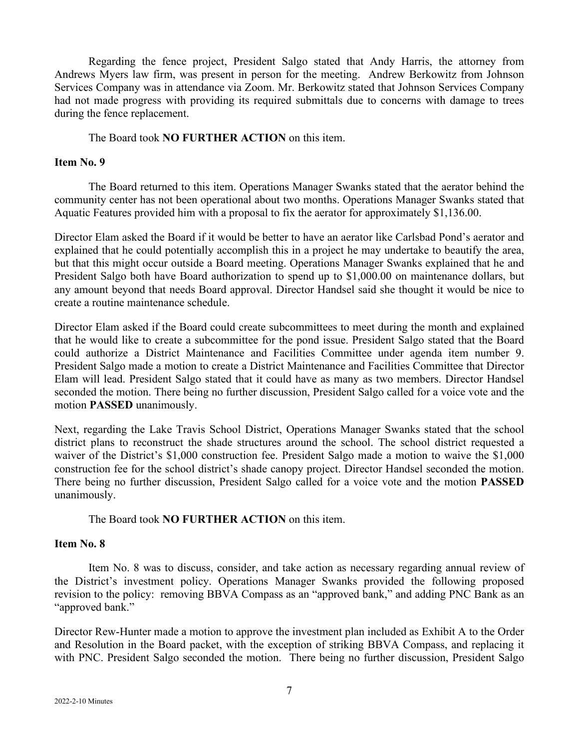Regarding the fence project, President Salgo stated that Andy Harris, the attorney from Andrews Myers law firm, was present in person for the meeting. Andrew Berkowitz from Johnson Services Company was in attendance via Zoom. Mr. Berkowitz stated that Johnson Services Company had not made progress with providing its required submittals due to concerns with damage to trees during the fence replacement.

The Board took **NO FURTHER ACTION** on this item.

**Item No. 9**

The Board returned to this item. Operations Manager Swanks stated that the aerator behind the community center has not been operational about two months. Operations Manager Swanks stated that Aquatic Features provided him with a proposal to fix the aerator for approximately $1,136.00.

Director Elam asked the Board if it would be better to have an aerator like Carlsbad Pond's aerator and explained that he could potentially accomplish this in a project he may undertake to beautify the area, but that this might occur outside a Board meeting. Operations Manager Swanks explained that he and President Salgo both have Board authorization to spend up to $1,000.00 on maintenance dollars, but any amount beyond that needs Board approval. Director Handsel said she thought it would be nice to create a routine maintenance schedule.

Director Elam asked if the Board could create subcommittees to meet during the month and explained that he would like to create a subcommittee for the pond issue. President Salgo stated that the Board could authorize a District Maintenance and Facilities Committee under agenda item number 9. President Salgo made a motion to create a District Maintenance and Facilities Committee that Director Elam will lead. President Salgo stated that it could have as many as two members. Director Handsel seconded the motion. There being no further discussion, President Salgo called for a voice vote and the motion **PASSED** unanimously.

Next, regarding the Lake Travis School District, Operations Manager Swanks stated that the school district plans to reconstruct the shade structures around the school. The school district requested a waiver of the District's $1,000 construction fee. President Salgo made a motion to waive the $1,000 construction fee for the school district's shade canopy project. Director Handsel seconded the motion. There being no further discussion, President Salgo called for a voice vote and the motion **PASSED** unanimously.

The Board took **NO FURTHER ACTION** on this item.

**Item No. 8**

Item No. 8 was to discuss, consider, and take action as necessary regarding annual review of the District's investment policy. Operations Manager Swanks provided the following proposed revision to the policy: removing BBVA Compass as an "approved bank," and adding PNC Bank as an "approved bank."

Director Rew-Hunter made a motion to approve the investment plan included as Exhibit A to the Order and Resolution in the Board packet, with the exception of striking BBVA Compass, and replacing it with PNC. President Salgo seconded the motion. There being no further discussion, President Salgo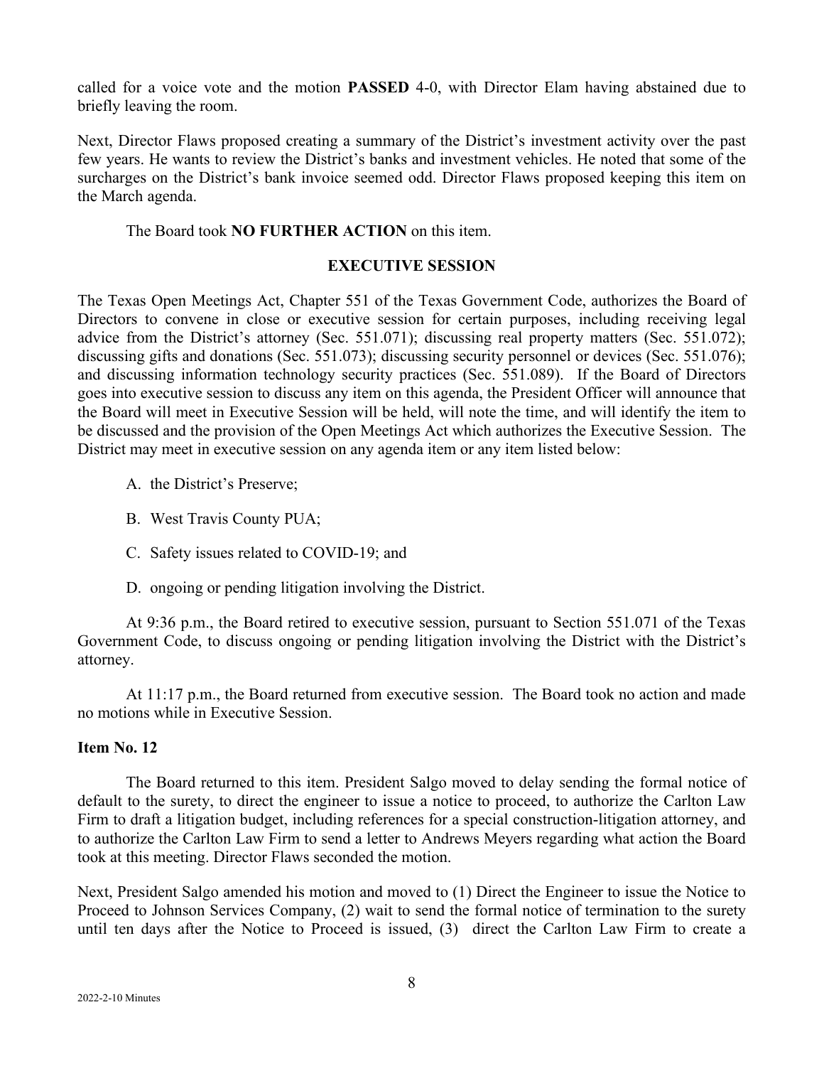called for a voice vote and the motion **PASSED** 4-0, with Director Elam having abstained due to briefly leaving the room.

Next, Director Flaws proposed creating a summary of the District's investment activity over the past few years. He wants to review the District's banks and investment vehicles. He noted that some of the surcharges on the District's bank invoice seemed odd. Director Flaws proposed keeping this item on the March agenda.

The Board took **NO FURTHER ACTION** on this item.

## EXECUTIVE SESSION

The Texas Open Meetings Act, Chapter 551 of the Texas Government Code, authorizes the Board of Directors to convene in close or executive session for certain purposes, including receiving legal advice from the District's attorney (Sec. 551.071); discussing real property matters (Sec. 551.072); discussing gifts and donations (Sec. 551.073); discussing security personnel or devices (Sec. 551.076); and discussing information technology security practices (Sec. 551.089). If the Board of Directors goes into executive session to discuss any item on this agenda, the President Officer will announce that the Board will meet in Executive Session will be held, will note the time, and will identify the item to be discussed and the provision of the Open Meetings Act which authorizes the Executive Session. The District may meet in executive session on any agenda item or any item listed below:

A. the District's Preserve;

B. West Travis County PUA;

C. Safety issues related to COVID-19; and

D. ongoing or pending litigation involving the District.

At 9:36 p.m., the Board retired to executive session, pursuant to Section 551.071 of the Texas Government Code, to discuss ongoing or pending litigation involving the District with the District's attorney.

At 11:17 p.m., the Board returned from executive session. The Board took no action and made no motions while in Executive Session.

**Item No. 12**

The Board returned to this item. President Salgo moved to delay sending the formal notice of default to the surety, to direct the engineer to issue a notice to proceed, to authorize the Carlton Law Firm to draft a litigation budget, including references for a special construction-litigation attorney, and to authorize the Carlton Law Firm to send a letter to Andrews Meyers regarding what action the Board took at this meeting. Director Flaws seconded the motion.

Next, President Salgo amended his motion and moved to (1) Direct the Engineer to issue the Notice to Proceed to Johnson Services Company, (2) wait to send the formal notice of termination to the surety until ten days after the Notice to Proceed is issued, (3) direct the Carlton Law Firm to create a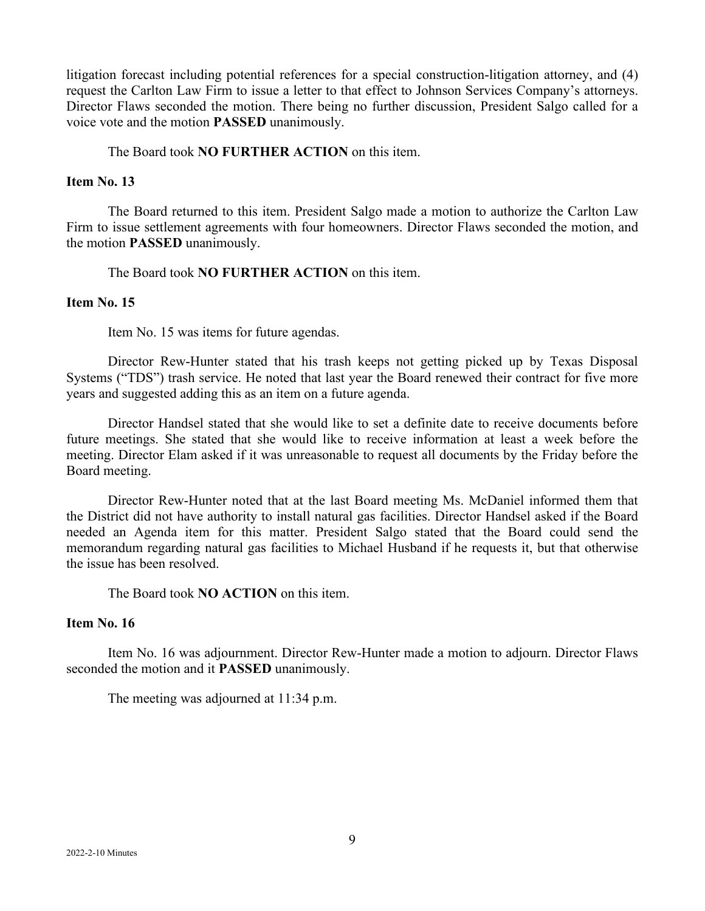litigation forecast including potential references for a special construction-litigation attorney, and (4) request the Carlton Law Firm to issue a letter to that effect to Johnson Services Company's attorneys. Director Flaws seconded the motion. There being no further discussion, President Salgo called for a voice vote and the motion **PASSED** unanimously.

The Board took **NO FURTHER ACTION** on this item.

**Item No. 13**

The Board returned to this item. President Salgo made a motion to authorize the Carlton Law Firm to issue settlement agreements with four homeowners. Director Flaws seconded the motion, and the motion **PASSED** unanimously.

The Board took **NO FURTHER ACTION** on this item.

**Item No. 15**

Item No. 15 was items for future agendas.

Director Rew-Hunter stated that his trash keeps not getting picked up by Texas Disposal Systems ("TDS") trash service. He noted that last year the Board renewed their contract for five more years and suggested adding this as an item on a future agenda.

Director Handsel stated that she would like to set a definite date to receive documents before future meetings. She stated that she would like to receive information at least a week before the meeting. Director Elam asked if it was unreasonable to request all documents by the Friday before the Board meeting.

Director Rew-Hunter noted that at the last Board meeting Ms. McDaniel informed them that the District did not have authority to install natural gas facilities. Director Handsel asked if the Board needed an Agenda item for this matter. President Salgo stated that the Board could send the memorandum regarding natural gas facilities to Michael Husband if he requests it, but that otherwise the issue has been resolved.

The Board took **NO ACTION** on this item.

**Item No. 16**

Item No. 16 was adjournment. Director Rew-Hunter made a motion to adjourn. Director Flaws seconded the motion and it **PASSED** unanimously.

The meeting was adjourned at 11:34 p.m.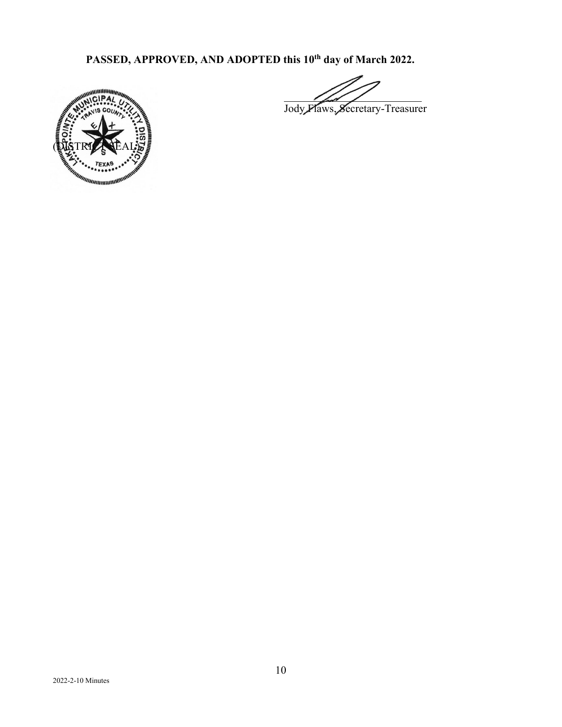**PASSED, APPROVED, AND ADOPTED this 10th day of March 2022.**

Jody Flaws, Secretary-Treasurer

(DISTRICT SEAL)

2022-2-10 Minutes